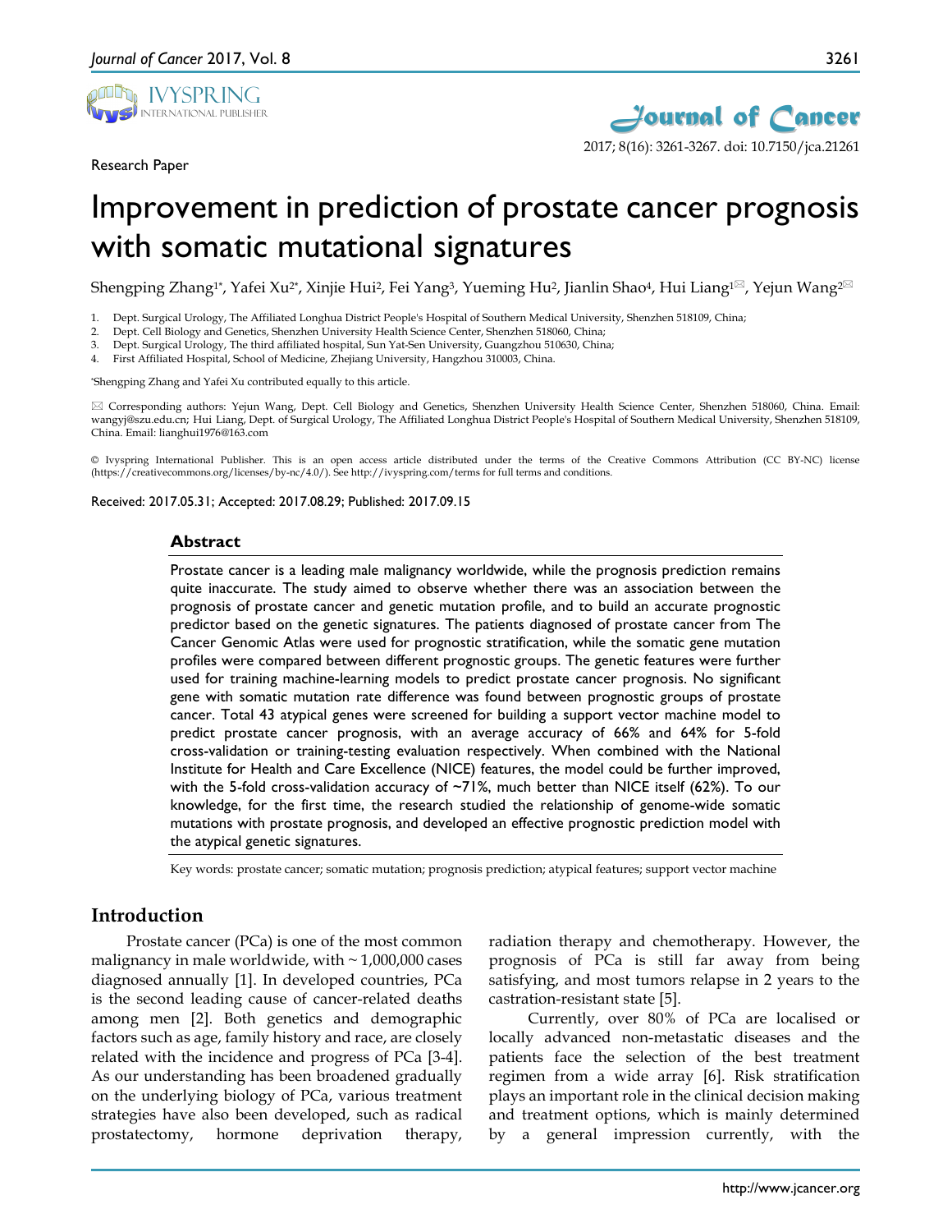Research Paper

# Improvement in prediction of prostate cancer prognosis with somatic mutational signatures

Shengping Zhang[1*], Yafei Xu[2*], Xinjie Hui[2], Fei Yang[3], Yueming Hu[2], Jianlin Shao[4], Hui Liang[1✉], Yejun Wang[2✉]

1. Dept. Surgical Urology, The Affiliated Longhua District People's Hospital of Southern Medical University, Shenzhen 518109, China;
2. Dept. Cell Biology and Genetics, Shenzhen University Health Science Center, Shenzhen 518060, China;
3. Dept. Surgical Urology, The third affiliated hospital, Sun Yat-Sen University, Guangzhou 510630, China;
4. First Affiliated Hospital, School of Medicine, Zhejiang University, Hangzhou 310003, China.

*Shengping Zhang and Yafei Xu contributed equally to this article.

✉ Corresponding authors: Yejun Wang, Dept. Cell Biology and Genetics, Shenzhen University Health Science Center, Shenzhen 518060, China. Email: wangyj@szu.edu.cn; Hui Liang, Dept. of Surgical Urology, The Affiliated Longhua District People's Hospital of Southern Medical University, Shenzhen 518109, China. Email: lianghui1976@163.com

© Ivyspring International Publisher. This is an open access article distributed under the terms of the Creative Commons Attribution (CC BY-NC) license (https://creativecommons.org/licenses/by-nc/4.0/). See http://ivyspring.com/terms for full terms and conditions.

Received: 2017.05.31; Accepted: 2017.08.29; Published: 2017.09.15

## Abstract

Prostate cancer is a leading male malignancy worldwide, while the prognosis prediction remains quite inaccurate. The study aimed to observe whether there was an association between the prognosis of prostate cancer and genetic mutation profile, and to build an accurate prognostic predictor based on the genetic signatures. The patients diagnosed of prostate cancer from The Cancer Genomic Atlas were used for prognostic stratification, while the somatic gene mutation profiles were compared between different prognostic groups. The genetic features were further used for training machine-learning models to predict prostate cancer prognosis. No significant gene with somatic mutation rate difference was found between prognostic groups of prostate cancer. Total 43 atypical genes were screened for building a support vector machine model to predict prostate cancer prognosis, with an average accuracy of 66% and 64% for 5-fold cross-validation or training-testing evaluation respectively. When combined with the National Institute for Health and Care Excellence (NICE) features, the model could be further improved, with the 5-fold cross-validation accuracy of ~71%, much better than NICE itself (62%). To our knowledge, for the first time, the research studied the relationship of genome-wide somatic mutations with prostate prognosis, and developed an effective prognostic prediction model with the atypical genetic signatures.

Key words: prostate cancer; somatic mutation; prognosis prediction; atypical features; support vector machine

## Introduction

Prostate cancer (PCa) is one of the most common malignancy in male worldwide, with ~ 1,000,000 cases diagnosed annually [1]. In developed countries, PCa is the second leading cause of cancer-related deaths among men [2]. Both genetics and demographic factors such as age, family history and race, are closely related with the incidence and progress of PCa [3-4]. As our understanding has been broadened gradually on the underlying biology of PCa, various treatment strategies have also been developed, such as radical prostatectomy, hormone deprivation therapy, radiation therapy and chemotherapy. However, the prognosis of PCa is still far away from being satisfying, and most tumors relapse in 2 years to the castration-resistant state [5].

Currently, over 80% of PCa are localised or locally advanced non-metastatic diseases and the patients face the selection of the best treatment regimen from a wide array [6]. Risk stratification plays an important role in the clinical decision making and treatment options, which is mainly determined by a general impression currently, with the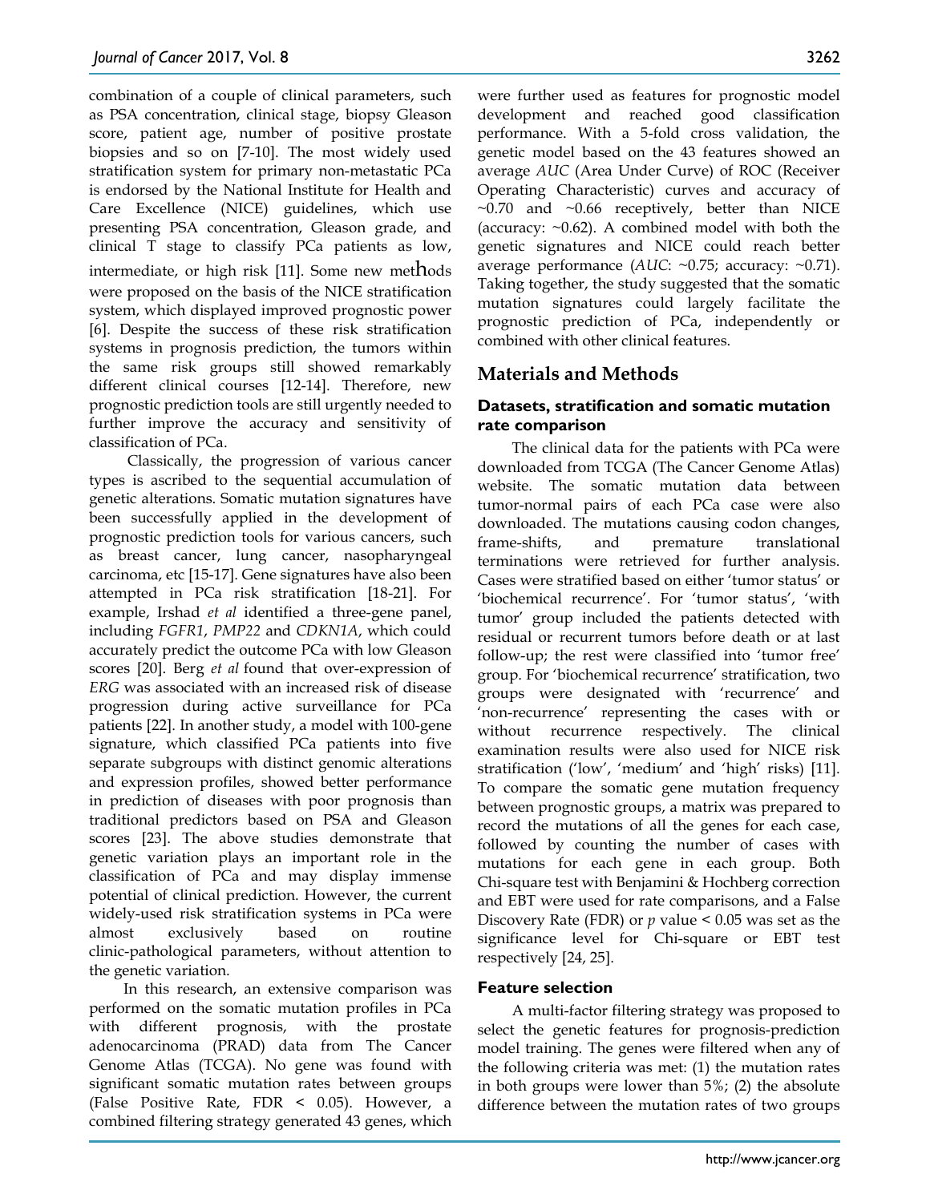combination of a couple of clinical parameters, such as PSA concentration, clinical stage, biopsy Gleason score, patient age, number of positive prostate biopsies and so on [7-10]. The most widely used stratification system for primary non-metastatic PCa is endorsed by the National Institute for Health and Care Excellence (NICE) guidelines, which use presenting PSA concentration, Gleason grade, and clinical T stage to classify PCa patients as low, intermediate, or high risk [11]. Some new methods were proposed on the basis of the NICE stratification system, which displayed improved prognostic power [6]. Despite the success of these risk stratification systems in prognosis prediction, the tumors within the same risk groups still showed remarkably different clinical courses [12-14]. Therefore, new prognostic prediction tools are still urgently needed to further improve the accuracy and sensitivity of classification of PCa.

Classically, the progression of various cancer types is ascribed to the sequential accumulation of genetic alterations. Somatic mutation signatures have been successfully applied in the development of prognostic prediction tools for various cancers, such as breast cancer, lung cancer, nasopharyngeal carcinoma, etc [15-17]. Gene signatures have also been attempted in PCa risk stratification [18-21]. For example, Irshad *et al* identified a three-gene panel, including *FGFR1*, *PMP22* and *CDKN1A*, which could accurately predict the outcome PCa with low Gleason scores [20]. Berg *et al* found that over-expression of *ERG* was associated with an increased risk of disease progression during active surveillance for PCa patients [22]. In another study, a model with 100-gene signature, which classified PCa patients into five separate subgroups with distinct genomic alterations and expression profiles, showed better performance in prediction of diseases with poor prognosis than traditional predictors based on PSA and Gleason scores [23]. The above studies demonstrate that genetic variation plays an important role in the classification of PCa and may display immense potential of clinical prediction. However, the current widely-used risk stratification systems in PCa were almost exclusively based on routine clinic-pathological parameters, without attention to the genetic variation.

In this research, an extensive comparison was performed on the somatic mutation profiles in PCa with different prognosis, with the prostate adenocarcinoma (PRAD) data from The Cancer Genome Atlas (TCGA). No gene was found with significant somatic mutation rates between groups (False Positive Rate, FDR < 0.05). However, a combined filtering strategy generated 43 genes, which were further used as features for prognostic model development and reached good classification performance. With a 5-fold cross validation, the genetic model based on the 43 features showed an average *AUC* (Area Under Curve) of ROC (Receiver Operating Characteristic) curves and accuracy of ~0.70 and ~0.66 receptively, better than NICE (accuracy: ~0.62). A combined model with both the genetic signatures and NICE could reach better average performance (*AUC*: ~0.75; accuracy: ~0.71). Taking together, the study suggested that the somatic mutation signatures could largely facilitate the prognostic prediction of PCa, independently or combined with other clinical features.

## Materials and Methods

### Datasets, stratification and somatic mutation rate comparison

The clinical data for the patients with PCa were downloaded from TCGA (The Cancer Genome Atlas) website. The somatic mutation data between tumor-normal pairs of each PCa case were also downloaded. The mutations causing codon changes, frame-shifts, and premature translational terminations were retrieved for further analysis. Cases were stratified based on either 'tumor status' or 'biochemical recurrence'. For 'tumor status', 'with tumor' group included the patients detected with residual or recurrent tumors before death or at last follow-up; the rest were classified into 'tumor free' group. For 'biochemical recurrence' stratification, two groups were designated with 'recurrence' and 'non-recurrence' representing the cases with or without recurrence respectively. The clinical examination results were also used for NICE risk stratification ('low', 'medium' and 'high' risks) [11]. To compare the somatic gene mutation frequency between prognostic groups, a matrix was prepared to record the mutations of all the genes for each case, followed by counting the number of cases with mutations for each gene in each group. Both Chi-square test with Benjamini & Hochberg correction and EBT were used for rate comparisons, and a False Discovery Rate (FDR) or *p* value < 0.05 was set as the significance level for Chi-square or EBT test respectively [24, 25].

### Feature selection

A multi-factor filtering strategy was proposed to select the genetic features for prognosis-prediction model training. The genes were filtered when any of the following criteria was met: (1) the mutation rates in both groups were lower than 5%; (2) the absolute difference between the mutation rates of two groups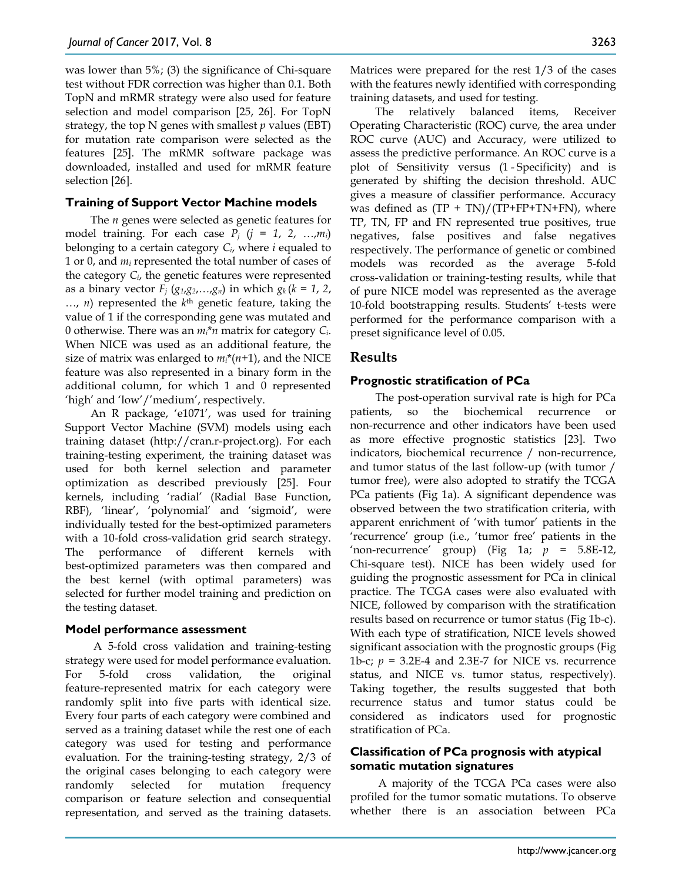was lower than 5%; (3) the significance of Chi-square test without FDR correction was higher than 0.1. Both TopN and mRMR strategy were also used for feature selection and model comparison [25, 26]. For TopN strategy, the top N genes with smallest *p* values (EBT) for mutation rate comparison were selected as the features [25]. The mRMR software package was downloaded, installed and used for mRMR feature selection [26].

### Training of Support Vector Machine models

The *n* genes were selected as genetic features for model training. For each case $P_j$ ($j = 1, 2, \ldots, m_i$) belonging to a certain category $C_i$, where *i* equaled to 1 or 0, and $m_i$ represented the total number of cases of the category $C_i$, the genetic features were represented as a binary vector $F_j$ ($g_1, g_2, \ldots, g_n$) in which $g_k$ ($k = 1, 2, \ldots, n$) represented the $k^{th}$ genetic feature, taking the value of 1 if the corresponding gene was mutated and 0 otherwise. There was an $m_i*n$ matrix for category $C_i$. When NICE was used as an additional feature, the size of matrix was enlarged to $m_i*(n+1)$, and the NICE feature was also represented in a binary form in the additional column, for which 1 and 0 represented 'high' and 'low'/'medium', respectively.

An R package, 'e1071', was used for training Support Vector Machine (SVM) models using each training dataset (http://cran.r-project.org). For each training-testing experiment, the training dataset was used for both kernel selection and parameter optimization as described previously [25]. Four kernels, including 'radial' (Radial Base Function, RBF), 'linear', 'polynomial' and 'sigmoid', were individually tested for the best-optimized parameters with a 10-fold cross-validation grid search strategy. The performance of different kernels with best-optimized parameters was then compared and the best kernel (with optimal parameters) was selected for further model training and prediction on the testing dataset.

### Model performance assessment

A 5-fold cross validation and training-testing strategy were used for model performance evaluation. For 5-fold cross validation, the original feature-represented matrix for each category were randomly split into five parts with identical size. Every four parts of each category were combined and served as a training dataset while the rest one of each category was used for testing and performance evaluation. For the training-testing strategy, 2/3 of the original cases belonging to each category were randomly selected for mutation frequency comparison or feature selection and consequential representation, and served as the training datasets. Matrices were prepared for the rest 1/3 of the cases with the features newly identified with corresponding training datasets, and used for testing.

The relatively balanced items, Receiver Operating Characteristic (ROC) curve, the area under ROC curve (AUC) and Accuracy, were utilized to assess the predictive performance. An ROC curve is a plot of Sensitivity versus (1 - Specificity) and is generated by shifting the decision threshold. AUC gives a measure of classifier performance. Accuracy was defined as (TP + TN)/(TP+FP+TN+FN), where TP, TN, FP and FN represented true positives, true negatives, false positives and false negatives respectively. The performance of genetic or combined models was recorded as the average 5-fold cross-validation or training-testing results, while that of pure NICE model was represented as the average 10-fold bootstrapping results. Students' t-tests were performed for the performance comparison with a preset significance level of 0.05.

## Results

### Prognostic stratification of PCa

The post-operation survival rate is high for PCa patients, so the biochemical recurrence or non-recurrence and other indicators have been used as more effective prognostic statistics [23]. Two indicators, biochemical recurrence / non-recurrence, and tumor status of the last follow-up (with tumor / tumor free), were also adopted to stratify the TCGA PCa patients (Fig 1a). A significant dependence was observed between the two stratification criteria, with apparent enrichment of 'with tumor' patients in the 'recurrence' group (i.e., 'tumor free' patients in the 'non-recurrence' group) (Fig 1a; $p$ = 5.8E-12, Chi-square test). NICE has been widely used for guiding the prognostic assessment for PCa in clinical practice. The TCGA cases were also evaluated with NICE, followed by comparison with the stratification results based on recurrence or tumor status (Fig 1b-c). With each type of stratification, NICE levels showed significant association with the prognostic groups (Fig 1b-c; $p$ = 3.2E-4 and 2.3E-7 for NICE vs. recurrence status, and NICE vs. tumor status, respectively). Taking together, the results suggested that both recurrence status and tumor status could be considered as indicators used for prognostic stratification of PCa.

### Classification of PCa prognosis with atypical somatic mutation signatures

A majority of the TCGA PCa cases were also profiled for the tumor somatic mutations. To observe whether there is an association between PCa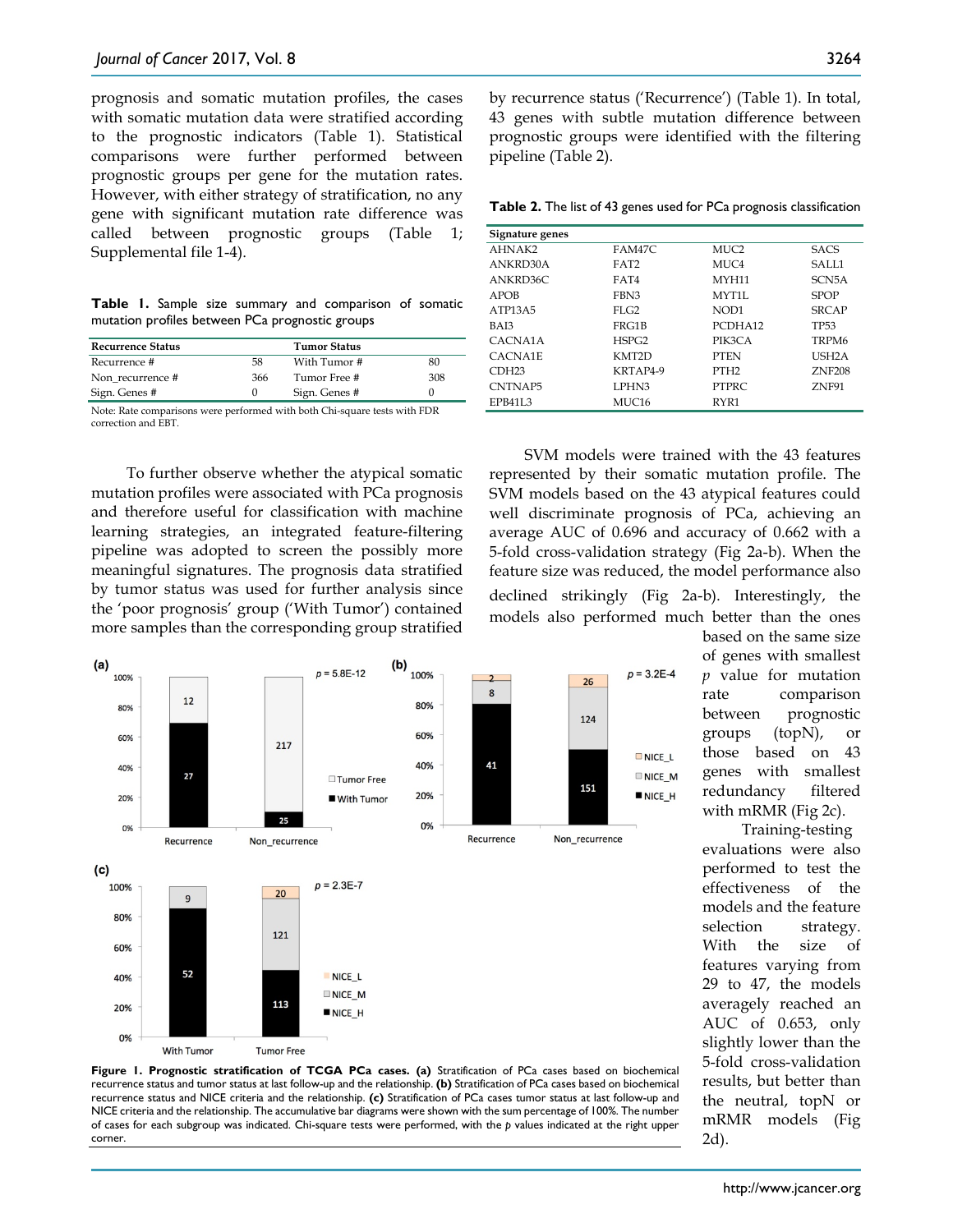prognosis and somatic mutation profiles, the cases with somatic mutation data were stratified according to the prognostic indicators (Table 1). Statistical comparisons were further performed between prognostic groups per gene for the mutation rates. However, with either strategy of stratification, no any gene with significant mutation rate difference was called between prognostic groups (Table 1; Supplemental file 1-4).

**Table 1.** Sample size summary and comparison of somatic mutation profiles between PCa prognostic groups

| Recurrence Status | | Tumor Status | |
|---|---|---|---|
| Recurrence # | 58 | With Tumor # | 80 |
| Non_recurrence # | 366 | Tumor Free # | 308 |
| Sign. Genes # | 0 | Sign. Genes # | 0 |

Note: Rate comparisons were performed with both Chi-square tests with FDR correction and EBT.

To further observe whether the atypical somatic mutation profiles were associated with PCa prognosis and therefore useful for classification with machine learning strategies, an integrated feature-filtering pipeline was adopted to screen the possibly more meaningful signatures. The prognosis data stratified by tumor status was used for further analysis since the 'poor prognosis' group ('With Tumor') contained more samples than the corresponding group stratified by recurrence status ('Recurrence') (Table 1). In total, 43 genes with subtle mutation difference between prognostic groups were identified with the filtering pipeline (Table 2).

**Table 2.** The list of 43 genes used for PCa prognosis classification

| Signature genes | | | |
|---|---|---|---|
| AHNAK2 | FAM47C | MUC2 | SACS |
| ANKRD30A | FAT2 | MUC4 | SALL1 |
| ANKRD36C | FAT4 | MYH11 | SCN5A |
| APOB | FBN3 | MYT1L | SPOP |
| ATP13A5 | FLG2 | NOD1 | SRCAP |
| BAI3 | FRG1B | PCDHA12 | TP53 |
| CACNA1A | HSPG2 | PIK3CA | TRPM6 |
| CACNA1E | KMT2D | PTEN | USH2A |
| CDH23 | KRTAP4-9 | PTH2 | ZNF208 |
| CNTNAP5 | LPHN3 | PTPRC | ZNF91 |
| EPB41L3 | MUC16 | RYR1 | |

SVM models were trained with the 43 features represented by their somatic mutation profile. The SVM models based on the 43 atypical features could well discriminate prognosis of PCa, achieving an average AUC of 0.696 and accuracy of 0.662 with a 5-fold cross-validation strategy (Fig 2a-b). When the feature size was reduced, the model performance also declined strikingly (Fig 2a-b). Interestingly, the models also performed much better than the ones based on the same size of genes with smallest $p$ value for mutation rate comparison between prognostic groups (topN), or those based on 43 genes with smallest redundancy filtered with mRMR (Fig 2c).

Training-testing evaluations were also performed to test the effectiveness of the models and the feature selection strategy. With the size of features varying from 29 to 47, the models averagely reached an AUC of 0.653, only slightly lower than the 5-fold cross-validation results, but better than the neutral, topN or mRMR models (Fig 2d).

**Figure 1. Prognostic stratification of TCGA PCa cases. (a)** Stratification of PCa cases based on biochemical recurrence status and tumor status at last follow-up and the relationship. **(b)** Stratification of PCa cases based on biochemical recurrence status and NICE criteria and the relationship. **(c)** Stratification of PCa cases tumor status at last follow-up and NICE criteria and the relationship. The accumulative bar diagrams were shown with the sum percentage of 100%. The number of cases for each subgroup was indicated. Chi-square tests were performed, with the $p$ values indicated at the right upper corner.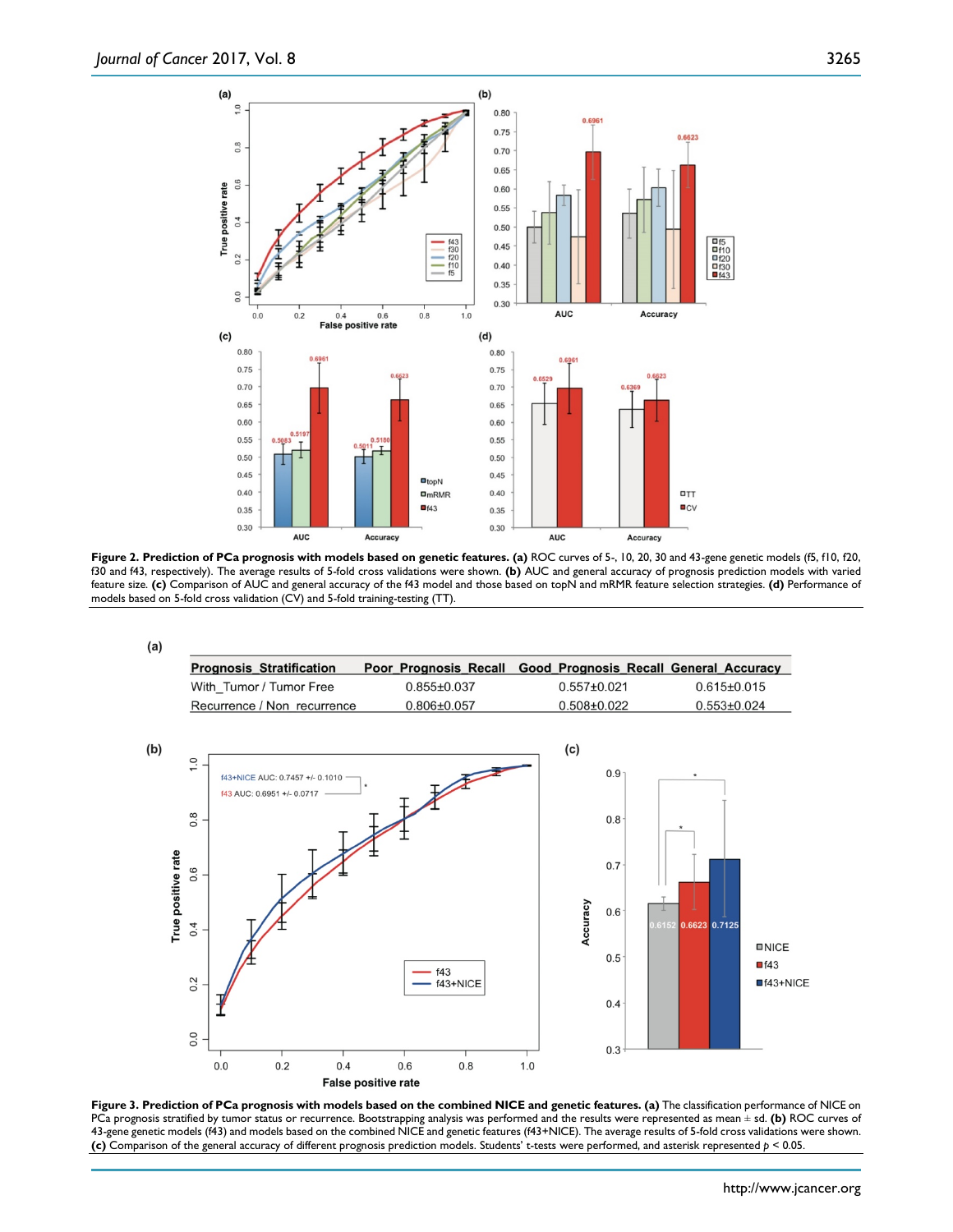**Figure 2. Prediction of PCa prognosis with models based on genetic features. (a)** ROC curves of 5-, 10, 20, 30 and 43-gene genetic models (f5, f10, f20, f30 and f43, respectively). The average results of 5-fold cross validations were shown. **(b)** AUC and general accuracy of prognosis prediction models with varied feature size. **(c)** Comparison of AUC and general accuracy of the f43 model and those based on topN and mRMR feature selection strategies. **(d)** Performance of models based on 5-fold cross validation (CV) and 5-fold training-testing (TT).

(a)

| Prognosis_Stratification | Poor_Prognosis_Recall | Good_Prognosis_Recall | General_Accuracy |
|---|---|---|---|
| With_Tumor / Tumor Free | 0.855±0.037 | 0.557±0.021 | 0.615±0.015 |
| Recurrence / Non_recurrence | 0.806±0.057 | 0.508±0.022 | 0.553±0.024 |

**Figure 3. Prediction of PCa prognosis with models based on the combined NICE and genetic features. (a)** The classification performance of NICE on PCa prognosis stratified by tumor status or recurrence. Bootstrapping analysis was performed and the results were represented as mean ± sd. **(b)** ROC curves of 43-gene genetic models (f43) and models based on the combined NICE and genetic features (f43+NICE). The average results of 5-fold cross validations were shown. **(c)** Comparison of the general accuracy of different prognosis prediction models. Students' t-tests were performed, and asterisk represented $p < 0.05$.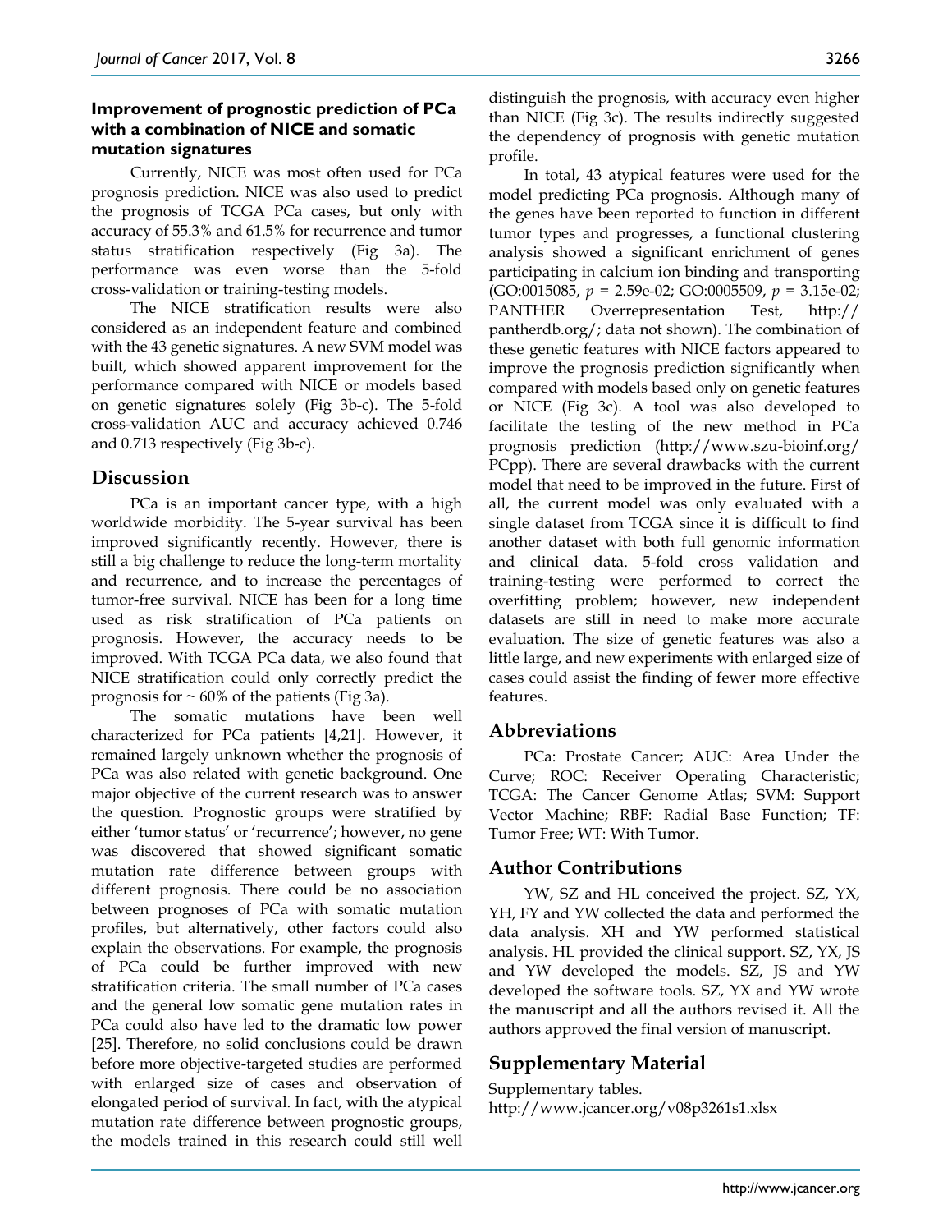### Improvement of prognostic prediction of PCa with a combination of NICE and somatic mutation signatures

Currently, NICE was most often used for PCa prognosis prediction. NICE was also used to predict the prognosis of TCGA PCa cases, but only with accuracy of 55.3% and 61.5% for recurrence and tumor status stratification respectively (Fig 3a). The performance was even worse than the 5-fold cross-validation or training-testing models.

The NICE stratification results were also considered as an independent feature and combined with the 43 genetic signatures. A new SVM model was built, which showed apparent improvement for the performance compared with NICE or models based on genetic signatures solely (Fig 3b-c). The 5-fold cross-validation AUC and accuracy achieved 0.746 and 0.713 respectively (Fig 3b-c).

## Discussion

PCa is an important cancer type, with a high worldwide morbidity. The 5-year survival has been improved significantly recently. However, there is still a big challenge to reduce the long-term mortality and recurrence, and to increase the percentages of tumor-free survival. NICE has been for a long time used as risk stratification of PCa patients on prognosis. However, the accuracy needs to be improved. With TCGA PCa data, we also found that NICE stratification could only correctly predict the prognosis for ~ 60% of the patients (Fig 3a).

The somatic mutations have been well characterized for PCa patients [4,21]. However, it remained largely unknown whether the prognosis of PCa was also related with genetic background. One major objective of the current research was to answer the question. Prognostic groups were stratified by either 'tumor status' or 'recurrence'; however, no gene was discovered that showed significant somatic mutation rate difference between groups with different prognosis. There could be no association between prognoses of PCa with somatic mutation profiles, but alternatively, other factors could also explain the observations. For example, the prognosis of PCa could be further improved with new stratification criteria. The small number of PCa cases and the general low somatic gene mutation rates in PCa could also have led to the dramatic low power [25]. Therefore, no solid conclusions could be drawn before more objective-targeted studies are performed with enlarged size of cases and observation of elongated period of survival. In fact, with the atypical mutation rate difference between prognostic groups, the models trained in this research could still well distinguish the prognosis, with accuracy even higher than NICE (Fig 3c). The results indirectly suggested the dependency of prognosis with genetic mutation profile.

In total, 43 atypical features were used for the model predicting PCa prognosis. Although many of the genes have been reported to function in different tumor types and progresses, a functional clustering analysis showed a significant enrichment of genes participating in calcium ion binding and transporting (GO:0015085, $p$ = 2.59e-02; GO:0005509, $p$ = 3.15e-02; PANTHER Overrepresentation Test, http://pantherdb.org/; data not shown). The combination of these genetic features with NICE factors appeared to improve the prognosis prediction significantly when compared with models based only on genetic features or NICE (Fig 3c). A tool was also developed to facilitate the testing of the new method in PCa prognosis prediction (http://www.szu-bioinf.org/PCpp). There are several drawbacks with the current model that need to be improved in the future. First of all, the current model was only evaluated with a single dataset from TCGA since it is difficult to find another dataset with both full genomic information and clinical data. 5-fold cross validation and training-testing were performed to correct the overfitting problem; however, new independent datasets are still in need to make more accurate evaluation. The size of genetic features was also a little large, and new experiments with enlarged size of cases could assist the finding of fewer more effective features.

## Abbreviations

PCa: Prostate Cancer; AUC: Area Under the Curve; ROC: Receiver Operating Characteristic; TCGA: The Cancer Genome Atlas; SVM: Support Vector Machine; RBF: Radial Base Function; TF: Tumor Free; WT: With Tumor.

## Author Contributions

YW, SZ and HL conceived the project. SZ, YX, YH, FY and YW collected the data and performed the data analysis. XH and YW performed statistical analysis. HL provided the clinical support. SZ, YX, JS and YW developed the models. SZ, JS and YW developed the software tools. SZ, YX and YW wrote the manuscript and all the authors revised it. All the authors approved the final version of manuscript.

## Supplementary Material

Supplementary tables.
http://www.jcancer.org/v08p3261s1.xlsx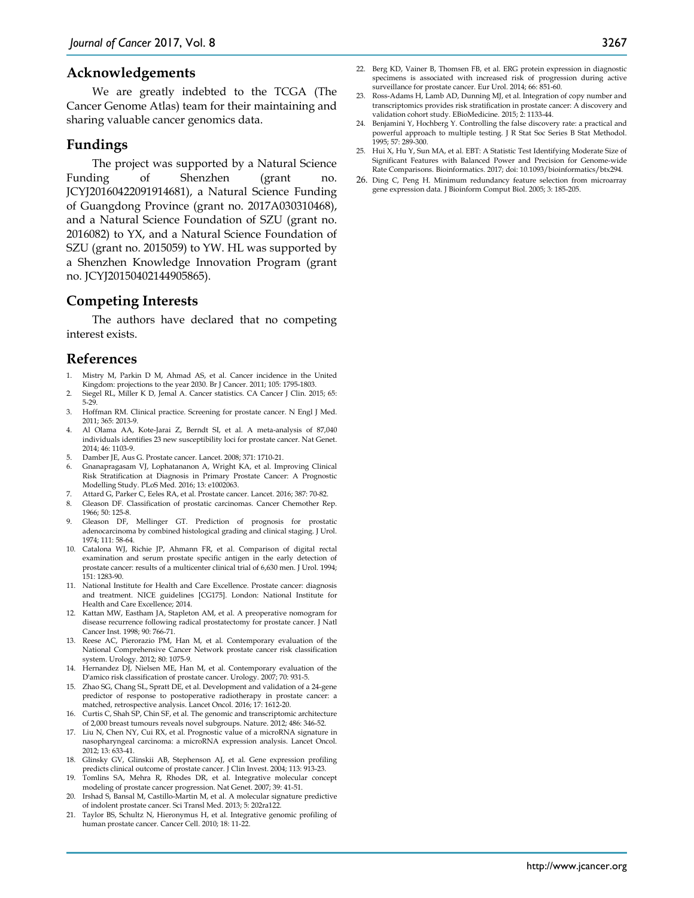## Acknowledgements

We are greatly indebted to the TCGA (The Cancer Genome Atlas) team for their maintaining and sharing valuable cancer genomics data.

## Fundings

The project was supported by a Natural Science Funding of Shenzhen (grant no. JCYJ20160422091914681), a Natural Science Funding of Guangdong Province (grant no. 2017A030310468), and a Natural Science Foundation of SZU (grant no. 2016082) to YX, and a Natural Science Foundation of SZU (grant no. 2015059) to YW. HL was supported by a Shenzhen Knowledge Innovation Program (grant no. JCYJ20150402144905865).

## Competing Interests

The authors have declared that no competing interest exists.

## References

1. Mistry M, Parkin D M, Ahmad AS, et al. Cancer incidence in the United Kingdom: projections to the year 2030. Br J Cancer. 2011; 105: 1795-1803.
2. Siegel RL, Miller K D, Jemal A. Cancer statistics. CA Cancer J Clin. 2015; 65: 5-29.
3. Hoffman RM. Clinical practice. Screening for prostate cancer. N Engl J Med. 2011; 365: 2013-9.
4. Al Olama AA, Kote-Jarai Z, Berndt SI, et al. A meta-analysis of 87,040 individuals identifies 23 new susceptibility loci for prostate cancer. Nat Genet. 2014; 46: 1103-9.
5. Damber JE, Aus G. Prostate cancer. Lancet. 2008; 371: 1710-21.
6. Gnanapragasam VJ, Lophatananon A, Wright KA, et al. Improving Clinical Risk Stratification at Diagnosis in Primary Prostate Cancer: A Prognostic Modelling Study. PLoS Med. 2016; 13: e1002063.
7. Attard G, Parker C, Eeles RA, et al. Prostate cancer. Lancet. 2016; 387: 70-82.
8. Gleason DF. Classification of prostatic carcinomas. Cancer Chemother Rep. 1966; 50: 125-8.
9. Gleason DF, Mellinger GT. Prediction of prognosis for prostatic adenocarcinoma by combined histological grading and clinical staging. J Urol. 1974; 111: 58-64.
10. Catalona WJ, Richie JP, Ahmann FR, et al. Comparison of digital rectal examination and serum prostate specific antigen in the early detection of prostate cancer: results of a multicenter clinical trial of 6,630 men. J Urol. 1994; 151: 1283-90.
11. National Institute for Health and Care Excellence. Prostate cancer: diagnosis and treatment. NICE guidelines [CG175]. London: National Institute for Health and Care Excellence; 2014.
12. Kattan MW, Eastham JA, Stapleton AM, et al. A preoperative nomogram for disease recurrence following radical prostatectomy for prostate cancer. J Natl Cancer Inst. 1998; 90: 766-71.
13. Reese AC, Pierorazio PM, Han M, et al. Contemporary evaluation of the National Comprehensive Cancer Network prostate cancer risk classification system. Urology. 2012; 80: 1075-9.
14. Hernandez DJ, Nielsen ME, Han M, et al. Contemporary evaluation of the D'amico risk classification of prostate cancer. Urology. 2007; 70: 931-5.
15. Zhao SG, Chang SL, Spratt DE, et al. Development and validation of a 24-gene predictor of response to postoperative radiotherapy in prostate cancer: a matched, retrospective analysis. Lancet Oncol. 2016; 17: 1612-20.
16. Curtis C, Shah SP, Chin SF, et al. The genomic and transcriptomic architecture of 2,000 breast tumours reveals novel subgroups. Nature. 2012; 486: 346-52.
17. Liu N, Chen NY, Cui RX, et al. Prognostic value of a microRNA signature in nasopharyngeal carcinoma: a microRNA expression analysis. Lancet Oncol. 2012; 13: 633-41.
18. Glinsky GV, Glinskii AB, Stephenson AJ, et al. Gene expression profiling predicts clinical outcome of prostate cancer. J Clin Invest. 2004; 113: 913-23.
19. Tomlins SA, Mehra R, Rhodes DR, et al. Integrative molecular concept modeling of prostate cancer progression. Nat Genet. 2007; 39: 41-51.
20. Irshad S, Bansal M, Castillo-Martin M, et al. A molecular signature predictive of indolent prostate cancer. Sci Transl Med. 2013; 5: 202ra122.
21. Taylor BS, Schultz N, Hieronymus H, et al. Integrative genomic profiling of human prostate cancer. Cancer Cell. 2010; 18: 11-22.
22. Berg KD, Vainer B, Thomsen FB, et al. ERG protein expression in diagnostic specimens is associated with increased risk of progression during active surveillance for prostate cancer. Eur Urol. 2014; 66: 851-60.
23. Ross-Adams H, Lamb AD, Dunning MJ, et al. Integration of copy number and transcriptomics provides risk stratification in prostate cancer: A discovery and validation cohort study. EBioMedicine. 2015; 2: 1133-44.
24. Benjamini Y, Hochberg Y. Controlling the false discovery rate: a practical and powerful approach to multiple testing. J R Stat Soc Series B Stat Methodol. 1995; 57: 289-300.
25. Hui X, Hu Y, Sun MA, et al. EBT: A Statistic Test Identifying Moderate Size of Significant Features with Balanced Power and Precision for Genome-wide Rate Comparisons. Bioinformatics. 2017; doi: 10.1093/bioinformatics/btx294.
26. Ding C, Peng H. Minimum redundancy feature selection from microarray gene expression data. J Bioinform Comput Biol. 2005; 3: 185-205.